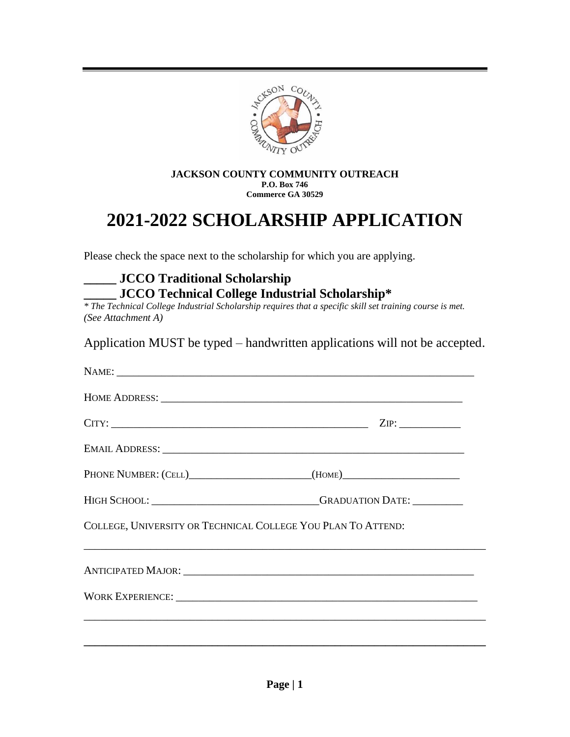**JACKSON COUNTY COMMUNITY OUTREACH**
**P.O. Box 746**
**Commerce GA 30529**

# 2021-2022 SCHOLARSHIP APPLICATION

Please check the space next to the scholarship for which you are applying.

**_____ JCCO Traditional Scholarship**
**_____ JCCO Technical College Industrial Scholarship***

*\* The Technical College Industrial Scholarship requires that a specific skill set training course is met. (See Attachment A)*

Application MUST be typed – handwritten applications will not be accepted.

NAME: ______________________________________________________________

HOME ADDRESS: ______________________________________________________

CITY: ____________________________________________ ZIP: ___________

EMAIL ADDRESS: _____________________________________________________

PHONE NUMBER: (CELL)_____________________(HOME)_____________________

HIGH SCHOOL: _____________________________GRADUATION DATE: _________

COLLEGE, UNIVERSITY OR TECHNICAL COLLEGE YOU PLAN TO ATTEND:

_________________________________________________________________________

ANTICIPATED MAJOR: __________________________________________________

WORK EXPERIENCE: ____________________________________________________

_________________________________________________________________________

_________________________________________________________________________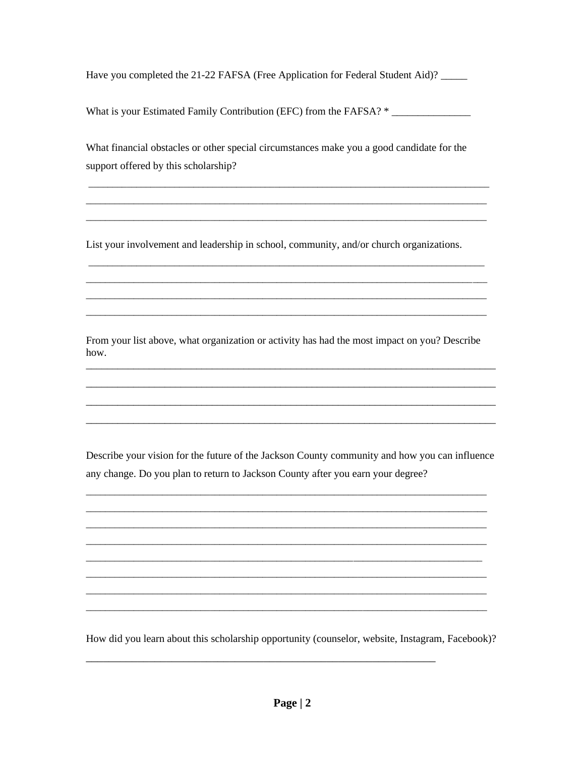Have you completed the 21-22 FAFSA (Free Application for Federal Student Aid)? _____

What is your Estimated Family Contribution (EFC) from the FAFSA? * _______________

What financial obstacles or other special circumstances make you a good candidate for the support offered by this scholarship?

______________________________________________________________________________

______________________________________________________________________________

______________________________________________________________________________

List your involvement and leadership in school, community, and/or church organizations.

______________________________________________________________________________

______________________________________________________________________________

______________________________________________________________________________

______________________________________________________________________________

From your list above, what organization or activity has had the most impact on you? Describe how.

______________________________________________________________________________

______________________________________________________________________________

______________________________________________________________________________

______________________________________________________________________________

Describe your vision for the future of the Jackson County community and how you can influence any change. Do you plan to return to Jackson County after you earn your degree?

______________________________________________________________________________

______________________________________________________________________________

______________________________________________________________________________

______________________________________________________________________________

______________________________________________________________________________

______________________________________________________________________________

______________________________________________________________________________

______________________________________________________________________________

How did you learn about this scholarship opportunity (counselor, website, Instagram, Facebook)?

__________________________________________________________________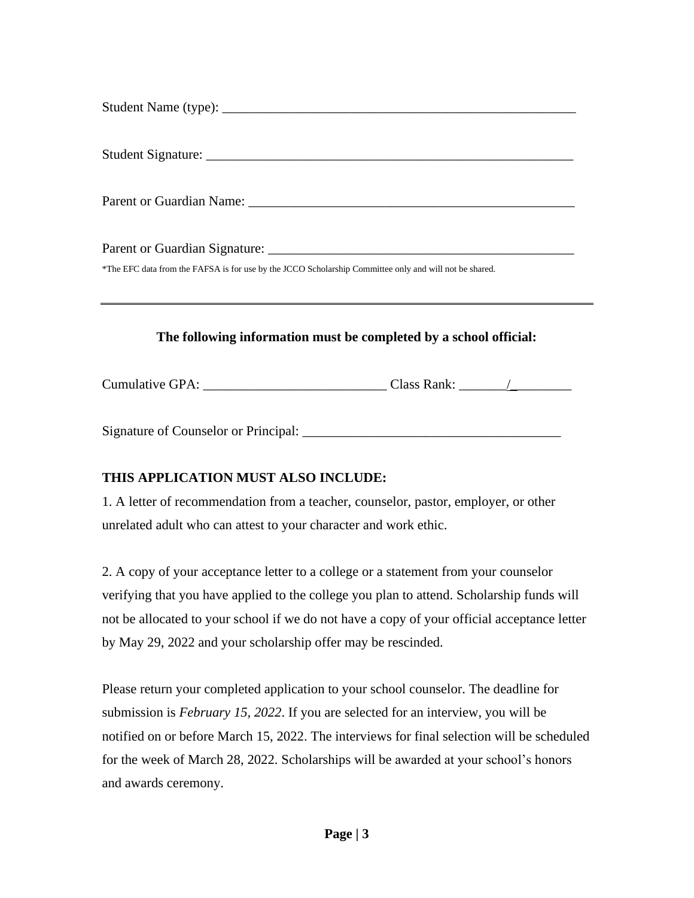Student Name (type): _______________________________________________________

Student Signature: _________________________________________________________

Parent or Guardian Name: ___________________________________________________

Parent or Guardian Signature: _______________________________________________

*The EFC data from the FAFSA is for use by the JCCO Scholarship Committee only and will not be shared.

---

**The following information must be completed by a school official:**

Cumulative GPA: ___________________________ Class Rank: _______/_________

Signature of Counselor or Principal: ______________________________________

**THIS APPLICATION MUST ALSO INCLUDE:**

1. A letter of recommendation from a teacher, counselor, pastor, employer, or other unrelated adult who can attest to your character and work ethic.

2. A copy of your acceptance letter to a college or a statement from your counselor verifying that you have applied to the college you plan to attend. Scholarship funds will not be allocated to your school if we do not have a copy of your official acceptance letter by May 29, 2022 and your scholarship offer may be rescinded.

Please return your completed application to your school counselor. The deadline for submission is *February 15, 2022*. If you are selected for an interview, you will be notified on or before March 15, 2022. The interviews for final selection will be scheduled for the week of March 28, 2022. Scholarships will be awarded at your school's honors and awards ceremony.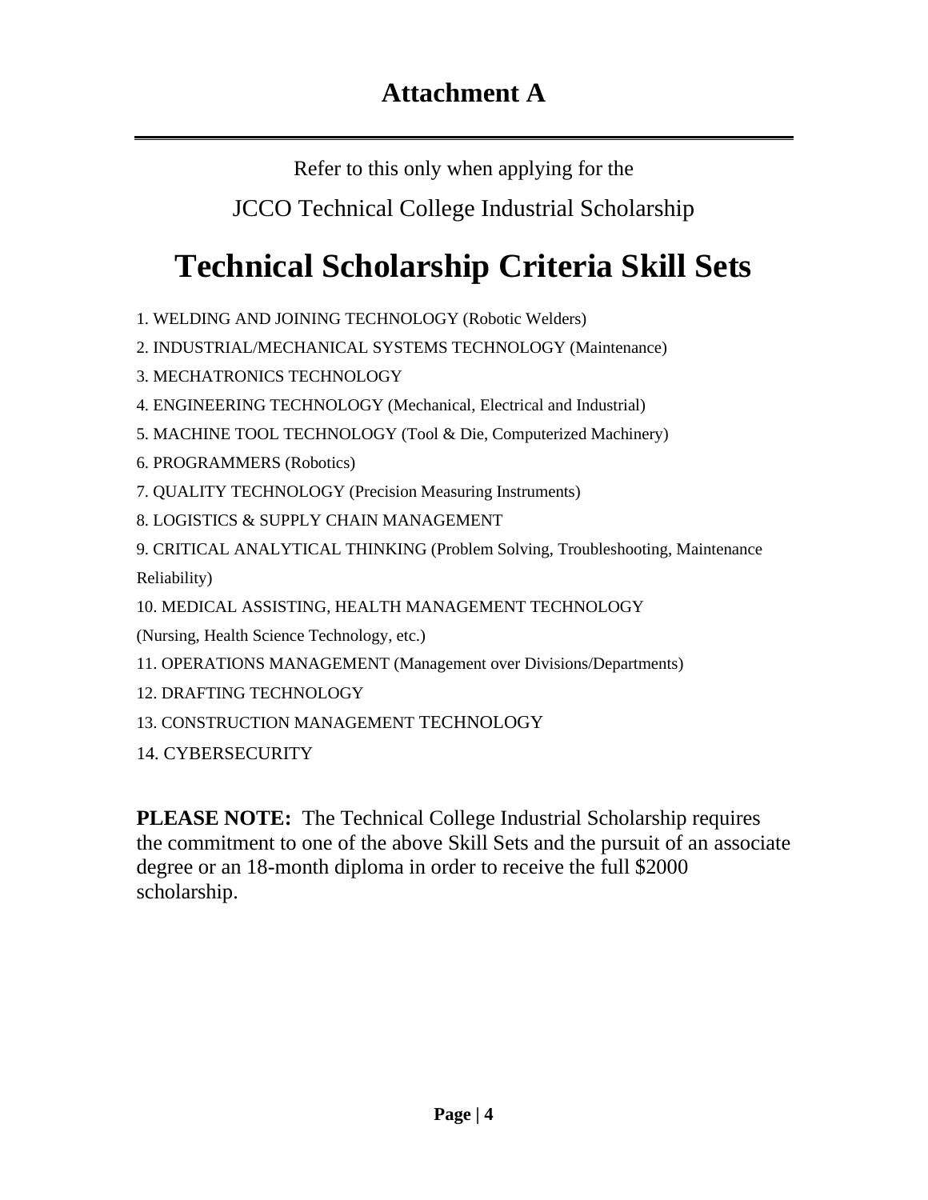# Attachment A

---

Refer to this only when applying for the

JCCO Technical College Industrial Scholarship

# Technical Scholarship Criteria Skill Sets

1. WELDING AND JOINING TECHNOLOGY (Robotic Welders)
2. INDUSTRIAL/MECHANICAL SYSTEMS TECHNOLOGY (Maintenance)
3. MECHATRONICS TECHNOLOGY
4. ENGINEERING TECHNOLOGY (Mechanical, Electrical and Industrial)
5. MACHINE TOOL TECHNOLOGY (Tool & Die, Computerized Machinery)
6. PROGRAMMERS (Robotics)
7. QUALITY TECHNOLOGY (Precision Measuring Instruments)
8. LOGISTICS & SUPPLY CHAIN MANAGEMENT
9. CRITICAL ANALYTICAL THINKING (Problem Solving, Troubleshooting, Maintenance Reliability)
10. MEDICAL ASSISTING, HEALTH MANAGEMENT TECHNOLOGY (Nursing, Health Science Technology, etc.)
11. OPERATIONS MANAGEMENT (Management over Divisions/Departments)
12. DRAFTING TECHNOLOGY
13. CONSTRUCTION MANAGEMENT TECHNOLOGY
14. CYBERSECURITY

**PLEASE NOTE:** The Technical College Industrial Scholarship requires the commitment to one of the above Skill Sets and the pursuit of an associate degree or an 18-month diploma in order to receive the full $2000 scholarship.